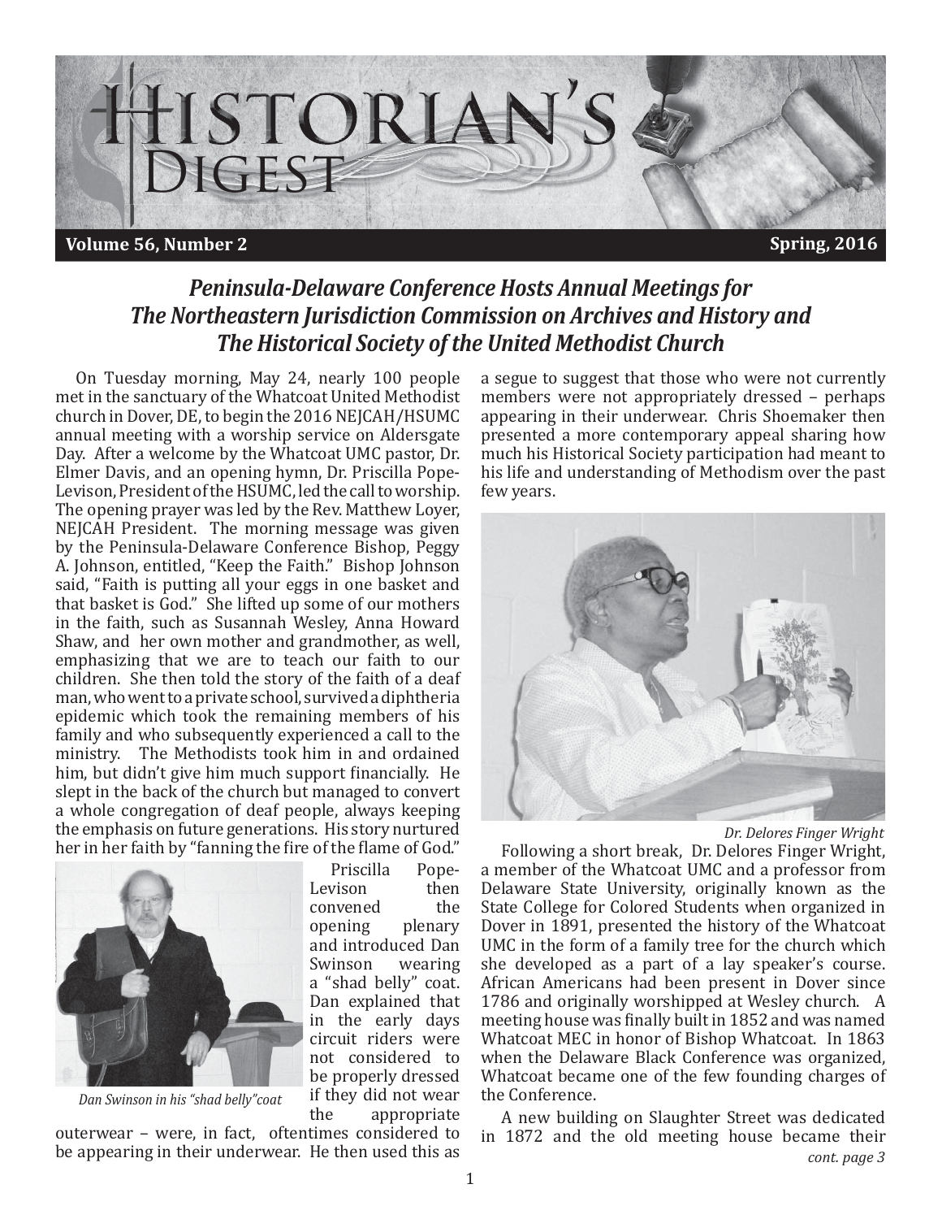# Historian's Digest

**Volume 56, Number 2** **Spring, 2016**

## Peninsula-Delaware Conference Hosts Annual Meetings for The Northeastern Jurisdiction Commission on Archives and History and The Historical Society of the United Methodist Church

On Tuesday morning, May 24, nearly 100 people met in the sanctuary of the Whatcoat United Methodist church in Dover, DE, to begin the 2016 NEJCAH/HSUMC annual meeting with a worship service on Aldersgate Day. After a welcome by the Whatcoat UMC pastor, Dr. Elmer Davis, and an opening hymn, Dr. Priscilla Pope-Levison, President of the HSUMC, led the call to worship. The opening prayer was led by the Rev. Matthew Loyer, NEJCAH President. The morning message was given by the Peninsula-Delaware Conference Bishop, Peggy A. Johnson, entitled, "Keep the Faith." Bishop Johnson said, "Faith is putting all your eggs in one basket and that basket is God." She lifted up some of our mothers in the faith, such as Susannah Wesley, Anna Howard Shaw, and her own mother and grandmother, as well, emphasizing that we are to teach our faith to our children. She then told the story of the faith of a deaf man, who went to a private school, survived a diphtheria epidemic which took the remaining members of his family and who subsequently experienced a call to the ministry. The Methodists took him in and ordained him, but didn't give him much support financially. He slept in the back of the church but managed to convert a whole congregation of deaf people, always keeping the emphasis on future generations. His story nurtured her in her faith by "fanning the fire of the flame of God."

*Dan Swinson in his "shad belly" coat*

Priscilla Pope-Levison then convened the opening plenary and introduced Dan Swinson wearing a "shad belly" coat. Dan explained that in the early days circuit riders were not considered to be properly dressed if they did not wear the appropriate outerwear – were, in fact, oftentimes considered to be appearing in their underwear. He then used this as a segue to suggest that those who were not currently members were not appropriately dressed – perhaps appearing in their underwear. Chris Shoemaker then presented a more contemporary appeal sharing how much his Historical Society participation had meant to his life and understanding of Methodism over the past few years.

*Dr. Delores Finger Wright*

Following a short break, Dr. Delores Finger Wright, a member of the Whatcoat UMC and a professor from Delaware State University, originally known as the State College for Colored Students when organized in Dover in 1891, presented the history of the Whatcoat UMC in the form of a family tree for the church which she developed as a part of a lay speaker's course. African Americans had been present in Dover since 1786 and originally worshipped at Wesley church. A meeting house was finally built in 1852 and was named Whatcoat MEC in honor of Bishop Whatcoat. In 1863 when the Delaware Black Conference was organized, Whatcoat became one of the few founding charges of the Conference.

A new building on Slaughter Street was dedicated in 1872 and the old meeting house became their

*cont. page 3*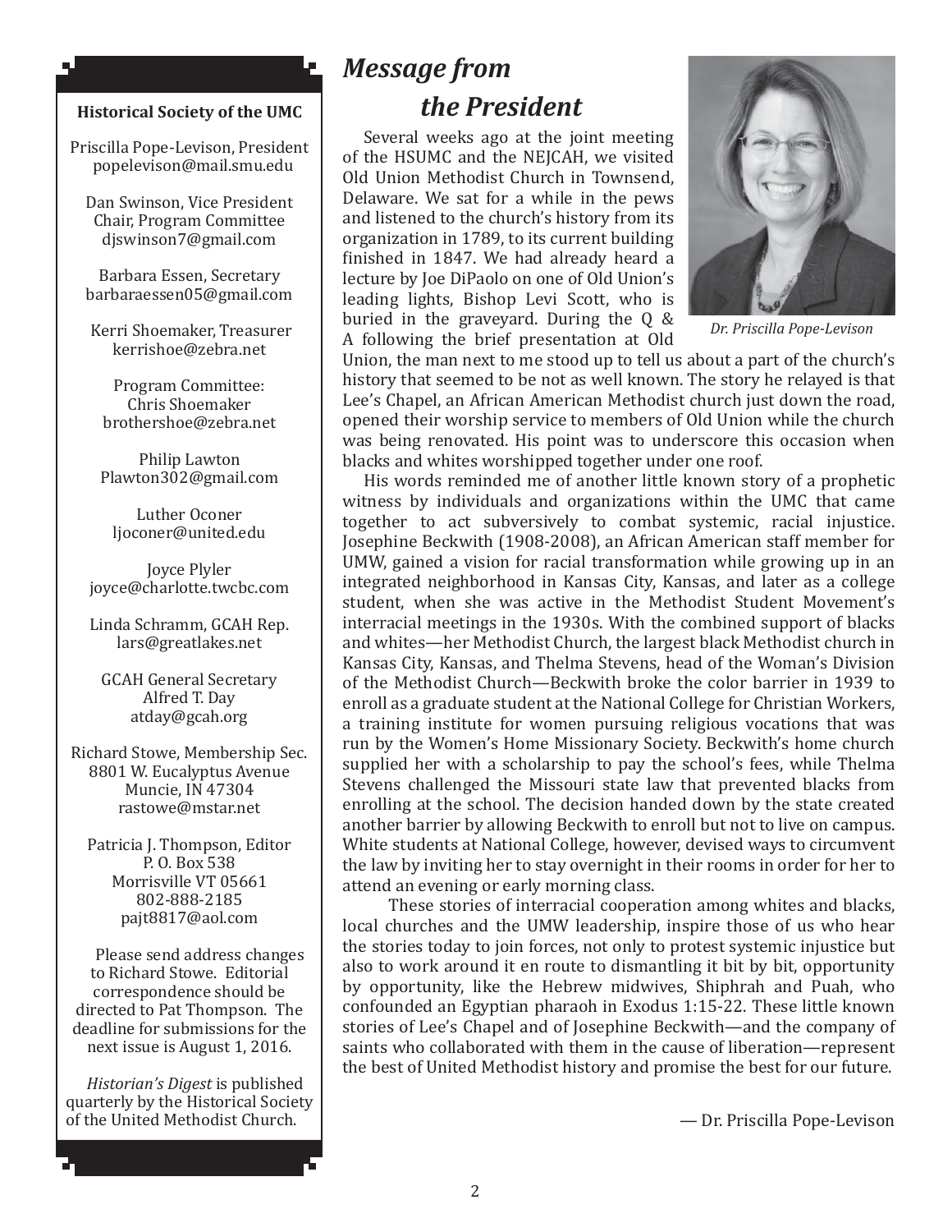**Historical Society of the UMC**

Priscilla Pope-Levison, President
popelevison@mail.smu.edu

Dan Swinson, Vice President
Chair, Program Committee
djswinson7@gmail.com

Barbara Essen, Secretary
barbaraessen05@gmail.com

Kerri Shoemaker, Treasurer
kerrishoe@zebra.net

Program Committee:
Chris Shoemaker
brothershoe@zebra.net

Philip Lawton
Plawton302@gmail.com

Luther Oconer
ljoconer@united.edu

Joyce Plyler
joyce@charlotte.twcbc.com

Linda Schramm, GCAH Rep.
lars@greatlakes.net

GCAH General Secretary
Alfred T. Day
atday@gcah.org

Richard Stowe, Membership Sec.
8801 W. Eucalyptus Avenue
Muncie, IN 47304
rastowe@mstar.net

Patricia J. Thompson, Editor
P. O. Box 538
Morrisville VT 05661
802-888-2185
pajt8817@aol.com

Please send address changes to Richard Stowe. Editorial correspondence should be directed to Pat Thompson. The deadline for submissions for the next issue is August 1, 2016.

*Historian's Digest* is published quarterly by the Historical Society of the United Methodist Church.

# *Message from the President*

*Dr. Priscilla Pope-Levison*

Several weeks ago at the joint meeting of the HSUMC and the NEJCAH, we visited Old Union Methodist Church in Townsend, Delaware. We sat for a while in the pews and listened to the church's history from its organization in 1789, to its current building finished in 1847. We had already heard a lecture by Joe DiPaolo on one of Old Union's leading lights, Bishop Levi Scott, who is buried in the graveyard. During the Q & A following the brief presentation at Old Union, the man next to me stood up to tell us about a part of the church's history that seemed to be not as well known. The story he relayed is that Lee's Chapel, an African American Methodist church just down the road, opened their worship service to members of Old Union while the church was being renovated. His point was to underscore this occasion when blacks and whites worshipped together under one roof.

His words reminded me of another little known story of a prophetic witness by individuals and organizations within the UMC that came together to act subversively to combat systemic, racial injustice. Josephine Beckwith (1908-2008), an African American staff member for UMW, gained a vision for racial transformation while growing up in an integrated neighborhood in Kansas City, Kansas, and later as a college student, when she was active in the Methodist Student Movement's interracial meetings in the 1930s. With the combined support of blacks and whites—her Methodist Church, the largest black Methodist church in Kansas City, Kansas, and Thelma Stevens, head of the Woman's Division of the Methodist Church—Beckwith broke the color barrier in 1939 to enroll as a graduate student at the National College for Christian Workers, a training institute for women pursuing religious vocations that was run by the Women's Home Missionary Society. Beckwith's home church supplied her with a scholarship to pay the school's fees, while Thelma Stevens challenged the Missouri state law that prevented blacks from enrolling at the school. The decision handed down by the state created another barrier by allowing Beckwith to enroll but not to live on campus. White students at National College, however, devised ways to circumvent the law by inviting her to stay overnight in their rooms in order for her to attend an evening or early morning class.

These stories of interracial cooperation among whites and blacks, local churches and the UMW leadership, inspire those of us who hear the stories today to join forces, not only to protest systemic injustice but also to work around it en route to dismantling it bit by bit, opportunity by opportunity, like the Hebrew midwives, Shiphrah and Puah, who confounded an Egyptian pharaoh in Exodus 1:15-22. These little known stories of Lee's Chapel and of Josephine Beckwith—and the company of saints who collaborated with them in the cause of liberation—represent the best of United Methodist history and promise the best for our future.

— Dr. Priscilla Pope-Levison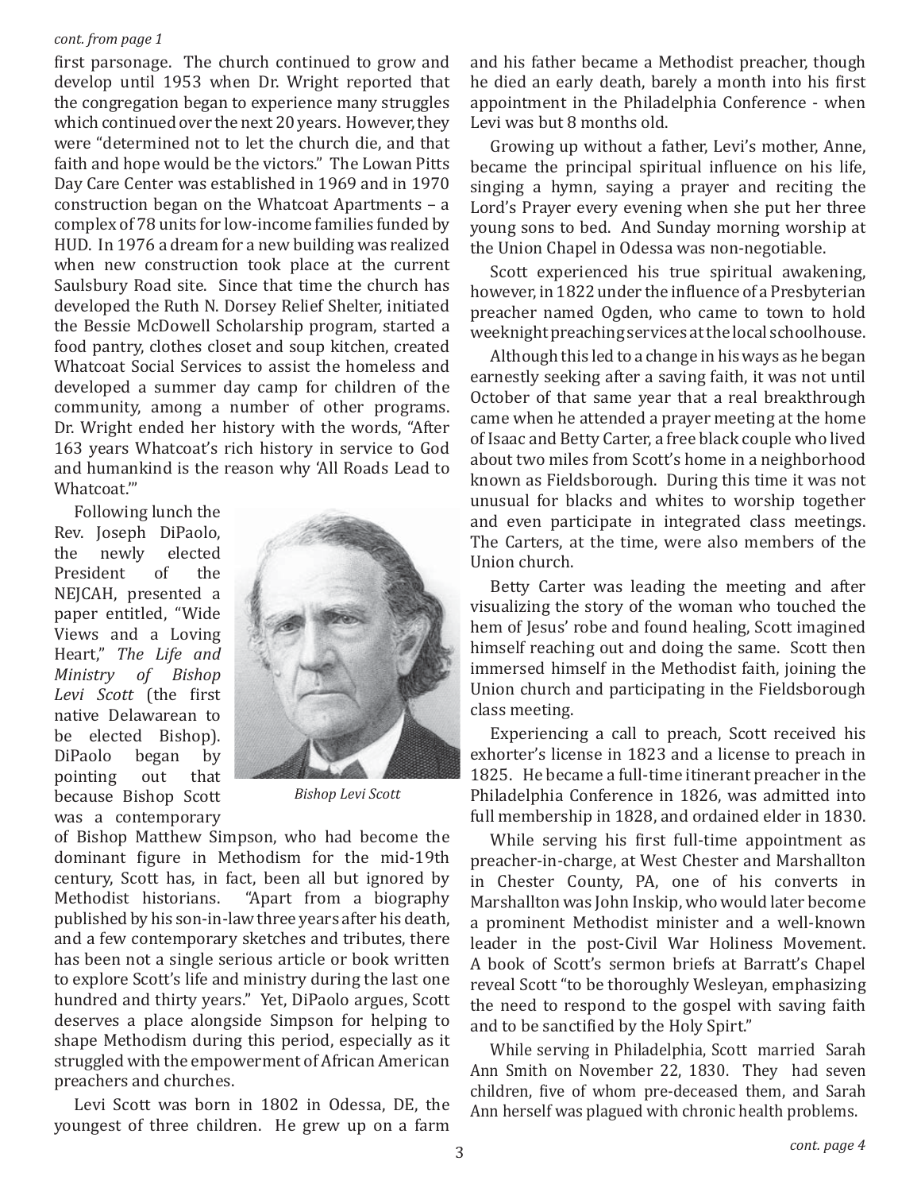*cont. from page 1*

first parsonage. The church continued to grow and develop until 1953 when Dr. Wright reported that the congregation began to experience many struggles which continued over the next 20 years. However, they were "determined not to let the church die, and that faith and hope would be the victors." The Lowan Pitts Day Care Center was established in 1969 and in 1970 construction began on the Whatcoat Apartments – a complex of 78 units for low-income families funded by HUD. In 1976 a dream for a new building was realized when new construction took place at the current Saulsbury Road site. Since that time the church has developed the Ruth N. Dorsey Relief Shelter, initiated the Bessie McDowell Scholarship program, started a food pantry, clothes closet and soup kitchen, created Whatcoat Social Services to assist the homeless and developed a summer day camp for children of the community, among a number of other programs. Dr. Wright ended her history with the words, "After 163 years Whatcoat's rich history in service to God and humankind is the reason why 'All Roads Lead to Whatcoat.'"

Following lunch the Rev. Joseph DiPaolo, the newly elected President of the NEJCAH, presented a paper entitled, "Wide Views and a Loving Heart," *The Life and Ministry of Bishop Levi Scott* (the first native Delawarean to be elected Bishop). DiPaolo began by pointing out that because Bishop Scott was a contemporary of Bishop Matthew Simpson, who had become the dominant figure in Methodism for the mid-19th century, Scott has, in fact, been all but ignored by Methodist historians. "Apart from a biography published by his son-in-law three years after his death, and a few contemporary sketches and tributes, there has been not a single serious article or book written to explore Scott's life and ministry during the last one hundred and thirty years." Yet, DiPaolo argues, Scott deserves a place alongside Simpson for helping to shape Methodism during this period, especially as it struggled with the empowerment of African American preachers and churches.

*Bishop Levi Scott*

Levi Scott was born in 1802 in Odessa, DE, the youngest of three children. He grew up on a farm and his father became a Methodist preacher, though he died an early death, barely a month into his first appointment in the Philadelphia Conference - when Levi was but 8 months old.

Growing up without a father, Levi's mother, Anne, became the principal spiritual influence on his life, singing a hymn, saying a prayer and reciting the Lord's Prayer every evening when she put her three young sons to bed. And Sunday morning worship at the Union Chapel in Odessa was non-negotiable.

Scott experienced his true spiritual awakening, however, in 1822 under the influence of a Presbyterian preacher named Ogden, who came to town to hold weeknight preaching services at the local schoolhouse.

Although this led to a change in his ways as he began earnestly seeking after a saving faith, it was not until October of that same year that a real breakthrough came when he attended a prayer meeting at the home of Isaac and Betty Carter, a free black couple who lived about two miles from Scott's home in a neighborhood known as Fieldsborough. During this time it was not unusual for blacks and whites to worship together and even participate in integrated class meetings. The Carters, at the time, were also members of the Union church.

Betty Carter was leading the meeting and after visualizing the story of the woman who touched the hem of Jesus' robe and found healing, Scott imagined himself reaching out and doing the same. Scott then immersed himself in the Methodist faith, joining the Union church and participating in the Fieldsborough class meeting.

Experiencing a call to preach, Scott received his exhorter's license in 1823 and a license to preach in 1825. He became a full-time itinerant preacher in the Philadelphia Conference in 1826, was admitted into full membership in 1828, and ordained elder in 1830.

While serving his first full-time appointment as preacher-in-charge, at West Chester and Marshallton in Chester County, PA, one of his converts in Marshallton was John Inskip, who would later become a prominent Methodist minister and a well-known leader in the post-Civil War Holiness Movement. A book of Scott's sermon briefs at Barratt's Chapel reveal Scott "to be thoroughly Wesleyan, emphasizing the need to respond to the gospel with saving faith and to be sanctified by the Holy Spirt."

While serving in Philadelphia, Scott married Sarah Ann Smith on November 22, 1830. They had seven children, five of whom pre-deceased them, and Sarah Ann herself was plagued with chronic health problems.

*cont. page 4*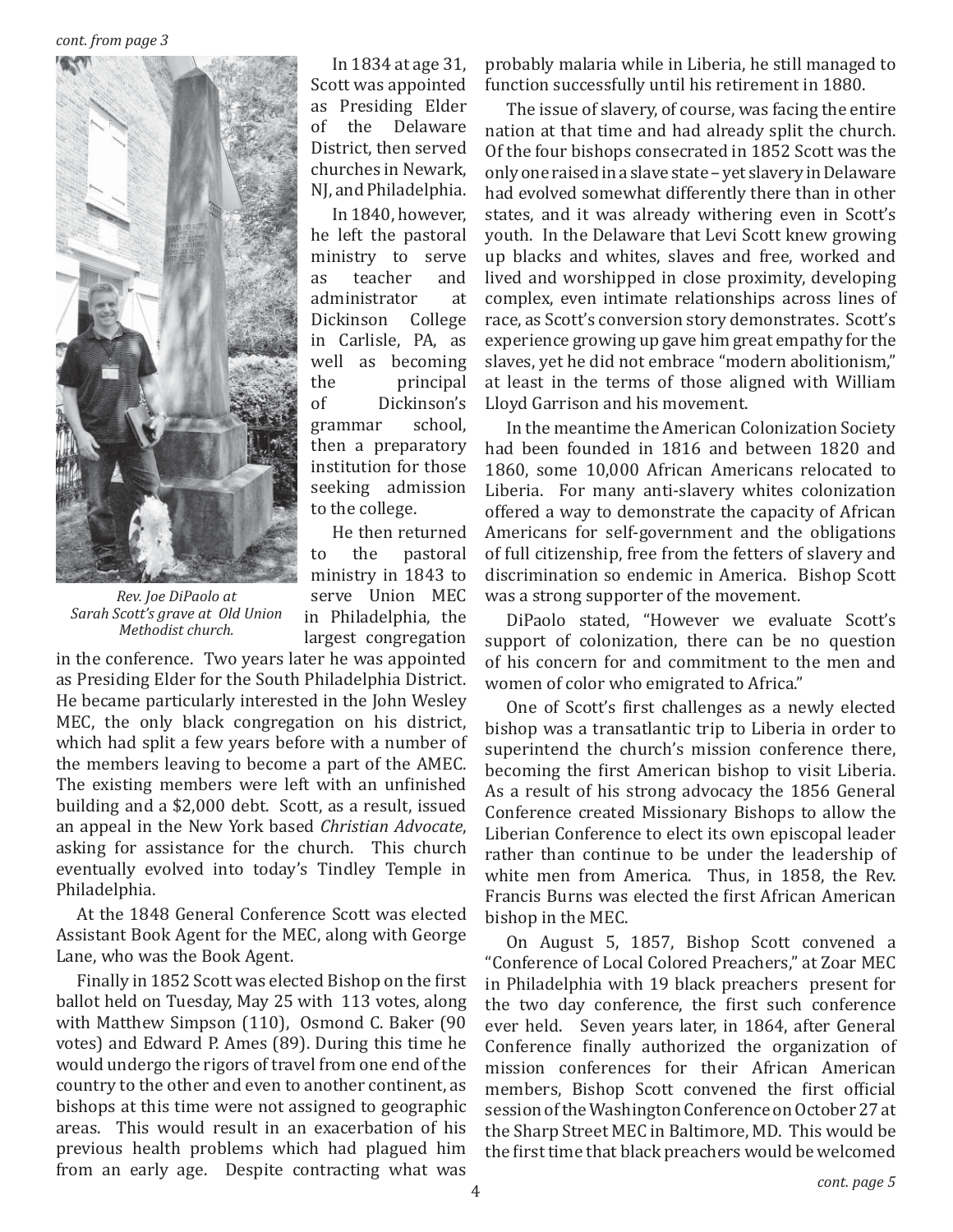*cont. from page 3*

*Rev. Joe DiPaolo at Sarah Scott's grave at Old Union Methodist church.*

In 1834 at age 31, Scott was appointed as Presiding Elder of the Delaware District, then served churches in Newark, NJ, and Philadelphia.

In 1840, however, he left the pastoral ministry to serve as teacher and administrator at Dickinson College in Carlisle, PA, as well as becoming the principal of Dickinson's grammar school, then a preparatory institution for those seeking admission to the college.

He then returned to the pastoral ministry in 1843 to serve Union MEC in Philadelphia, the largest congregation in the conference. Two years later he was appointed as Presiding Elder for the South Philadelphia District. He became particularly interested in the John Wesley MEC, the only black congregation on his district, which had split a few years before with a number of the members leaving to become a part of the AMEC. The existing members were left with an unfinished building and a $2,000 debt. Scott, as a result, issued an appeal in the New York based *Christian Advocate*, asking for assistance for the church. This church eventually evolved into today's Tindley Temple in Philadelphia.

At the 1848 General Conference Scott was elected Assistant Book Agent for the MEC, along with George Lane, who was the Book Agent.

Finally in 1852 Scott was elected Bishop on the first ballot held on Tuesday, May 25 with 113 votes, along with Matthew Simpson (110), Osmond C. Baker (90 votes) and Edward P. Ames (89). During this time he would undergo the rigors of travel from one end of the country to the other and even to another continent, as bishops at this time were not assigned to geographic areas. This would result in an exacerbation of his previous health problems which had plagued him from an early age. Despite contracting what was probably malaria while in Liberia, he still managed to function successfully until his retirement in 1880.

The issue of slavery, of course, was facing the entire nation at that time and had already split the church. Of the four bishops consecrated in 1852 Scott was the only one raised in a slave state – yet slavery in Delaware had evolved somewhat differently there than in other states, and it was already withering even in Scott's youth. In the Delaware that Levi Scott knew growing up blacks and whites, slaves and free, worked and lived and worshipped in close proximity, developing complex, even intimate relationships across lines of race, as Scott's conversion story demonstrates. Scott's experience growing up gave him great empathy for the slaves, yet he did not embrace "modern abolitionism," at least in the terms of those aligned with William Lloyd Garrison and his movement.

In the meantime the American Colonization Society had been founded in 1816 and between 1820 and 1860, some 10,000 African Americans relocated to Liberia. For many anti-slavery whites colonization offered a way to demonstrate the capacity of African Americans for self-government and the obligations of full citizenship, free from the fetters of slavery and discrimination so endemic in America. Bishop Scott was a strong supporter of the movement.

DiPaolo stated, "However we evaluate Scott's support of colonization, there can be no question of his concern for and commitment to the men and women of color who emigrated to Africa."

One of Scott's first challenges as a newly elected bishop was a transatlantic trip to Liberia in order to superintend the church's mission conference there, becoming the first American bishop to visit Liberia. As a result of his strong advocacy the 1856 General Conference created Missionary Bishops to allow the Liberian Conference to elect its own episcopal leader rather than continue to be under the leadership of white men from America. Thus, in 1858, the Rev. Francis Burns was elected the first African American bishop in the MEC.

On August 5, 1857, Bishop Scott convened a "Conference of Local Colored Preachers," at Zoar MEC in Philadelphia with 19 black preachers present for the two day conference, the first such conference ever held. Seven years later, in 1864, after General Conference finally authorized the organization of mission conferences for their African American members, Bishop Scott convened the first official session of the Washington Conference on October 27 at the Sharp Street MEC in Baltimore, MD. This would be the first time that black preachers would be welcomed

*cont. page 5*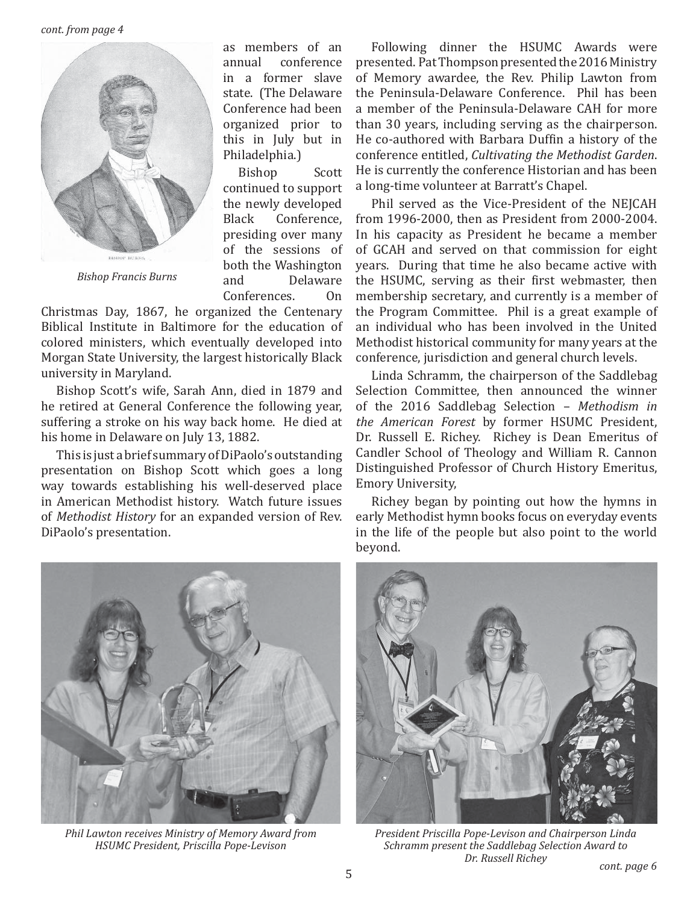*cont. from page 4*

*Bishop Francis Burns*

as members of an annual conference in a former slave state. (The Delaware Conference had been organized prior to this in July but in Philadelphia.)

Bishop Scott continued to support the newly developed Black Conference, presiding over many of the sessions of both the Washington and Delaware Conferences. On Christmas Day, 1867, he organized the Centenary Biblical Institute in Baltimore for the education of colored ministers, which eventually developed into Morgan State University, the largest historically Black university in Maryland.

Bishop Scott's wife, Sarah Ann, died in 1879 and he retired at General Conference the following year, suffering a stroke on his way back home. He died at his home in Delaware on July 13, 1882.

This is just a brief summary of DiPaolo's outstanding presentation on Bishop Scott which goes a long way towards establishing his well-deserved place in American Methodist history. Watch future issues of *Methodist History* for an expanded version of Rev. DiPaolo's presentation.

Following dinner the HSUMC Awards were presented. Pat Thompson presented the 2016 Ministry of Memory awardee, the Rev. Philip Lawton from the Peninsula-Delaware Conference. Phil has been a member of the Peninsula-Delaware CAH for more than 30 years, including serving as the chairperson. He co-authored with Barbara Duffin a history of the conference entitled, *Cultivating the Methodist Garden*. He is currently the conference Historian and has been a long-time volunteer at Barratt's Chapel.

Phil served as the Vice-President of the NEJCAH from 1996-2000, then as President from 2000-2004. In his capacity as President he became a member of GCAH and served on that commission for eight years. During that time he also became active with the HSUMC, serving as their first webmaster, then membership secretary, and currently is a member of the Program Committee. Phil is a great example of an individual who has been involved in the United Methodist historical community for many years at the conference, jurisdiction and general church levels.

Linda Schramm, the chairperson of the Saddlebag Selection Committee, then announced the winner of the 2016 Saddlebag Selection – *Methodism in the American Forest* by former HSUMC President, Dr. Russell E. Richey. Richey is Dean Emeritus of Candler School of Theology and William R. Cannon Distinguished Professor of Church History Emeritus, Emory University,

Richey began by pointing out how the hymns in early Methodist hymn books focus on everyday events in the life of the people but also point to the world beyond.

*Phil Lawton receives Ministry of Memory Award from HSUMC President, Priscilla Pope-Levison*

*President Priscilla Pope-Levison and Chairperson Linda Schramm present the Saddlebag Selection Award to Dr. Russell Richey*

*cont. page 6*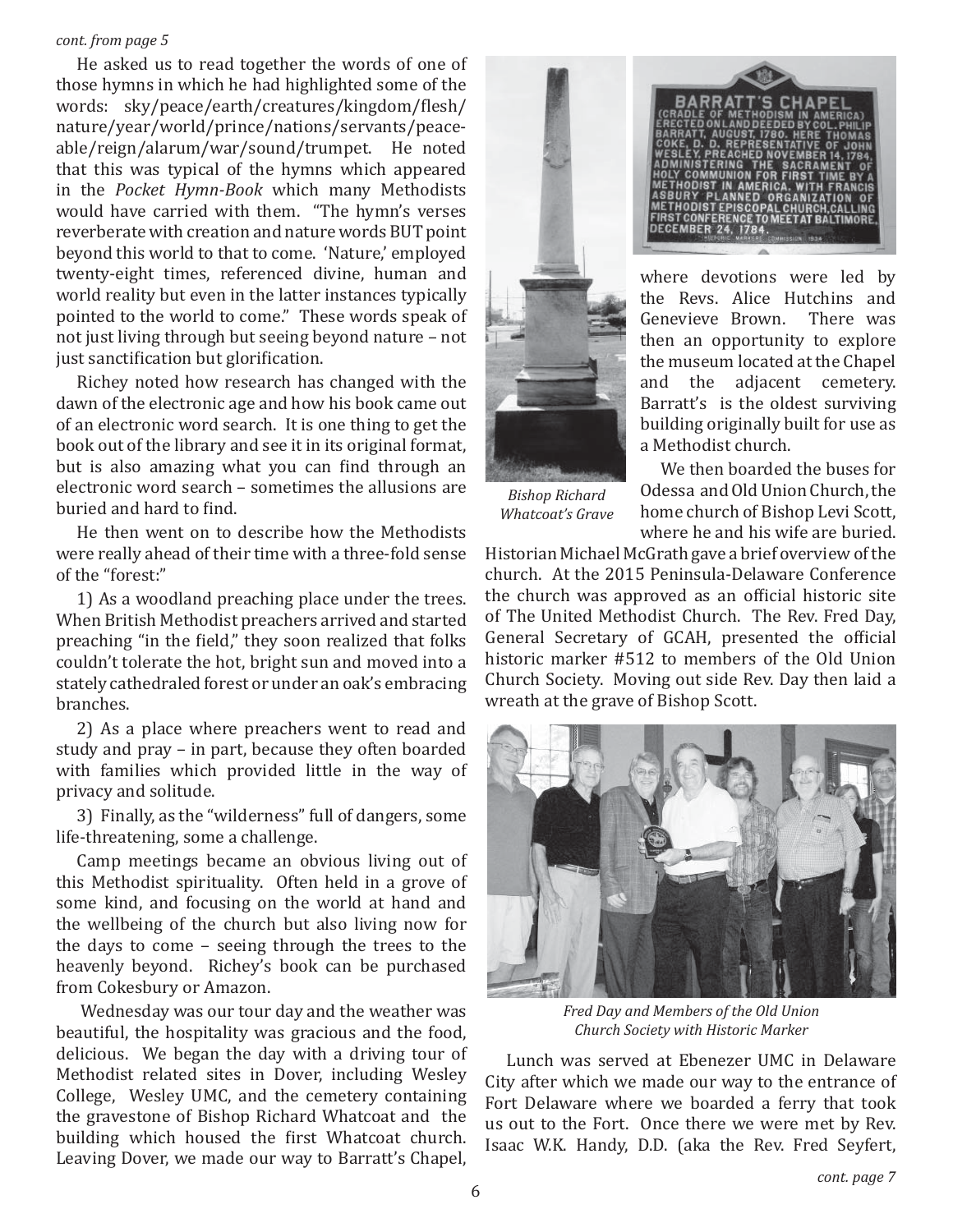*cont. from page 5*

He asked us to read together the words of one of those hymns in which he had highlighted some of the words: sky/peace/earth/creatures/kingdom/flesh/nature/year/world/prince/nations/servants/peaceable/reign/alarum/war/sound/trumpet. He noted that this was typical of the hymns which appeared in the *Pocket Hymn-Book* which many Methodists would have carried with them. "The hymn's verses reverberate with creation and nature words BUT point beyond this world to that to come. 'Nature,' employed twenty-eight times, referenced divine, human and world reality but even in the latter instances typically pointed to the world to come." These words speak of not just living through but seeing beyond nature – not just sanctification but glorification.

Richey noted how research has changed with the dawn of the electronic age and how his book came out of an electronic word search. It is one thing to get the book out of the library and see it in its original format, but is also amazing what you can find through an electronic word search – sometimes the allusions are buried and hard to find.

He then went on to describe how the Methodists were really ahead of their time with a three-fold sense of the "forest:"

1) As a woodland preaching place under the trees. When British Methodist preachers arrived and started preaching "in the field," they soon realized that folks couldn't tolerate the hot, bright sun and moved into a stately cathedraled forest or under an oak's embracing branches.

2) As a place where preachers went to read and study and pray – in part, because they often boarded with families which provided little in the way of privacy and solitude.

3) Finally, as the "wilderness" full of dangers, some life-threatening, some a challenge.

Camp meetings became an obvious living out of this Methodist spirituality. Often held in a grove of some kind, and focusing on the world at hand and the wellbeing of the church but also living now for the days to come – seeing through the trees to the heavenly beyond. Richey's book can be purchased from Cokesbury or Amazon.

Wednesday was our tour day and the weather was beautiful, the hospitality was gracious and the food, delicious. We began the day with a driving tour of Methodist related sites in Dover, including Wesley College, Wesley UMC, and the cemetery containing the gravestone of Bishop Richard Whatcoat and the building which housed the first Whatcoat church. Leaving Dover, we made our way to Barratt's Chapel,

*Bishop Richard Whatcoat's Grave*

where devotions were led by the Revs. Alice Hutchins and Genevieve Brown. There was then an opportunity to explore the museum located at the Chapel and the adjacent cemetery. Barratt's is the oldest surviving building originally built for use as a Methodist church.

We then boarded the buses for Odessa and Old Union Church, the home church of Bishop Levi Scott, where he and his wife are buried. Historian Michael McGrath gave a brief overview of the church. At the 2015 Peninsula-Delaware Conference the church was approved as an official historic site of The United Methodist Church. The Rev. Fred Day, General Secretary of GCAH, presented the official historic marker #512 to members of the Old Union Church Society. Moving out side Rev. Day then laid a wreath at the grave of Bishop Scott.

*Fred Day and Members of the Old Union Church Society with Historic Marker*

Lunch was served at Ebenezer UMC in Delaware City after which we made our way to the entrance of Fort Delaware where we boarded a ferry that took us out to the Fort. Once there we were met by Rev. Isaac W.K. Handy, D.D. (aka the Rev. Fred Seyfert,

*cont. page 7*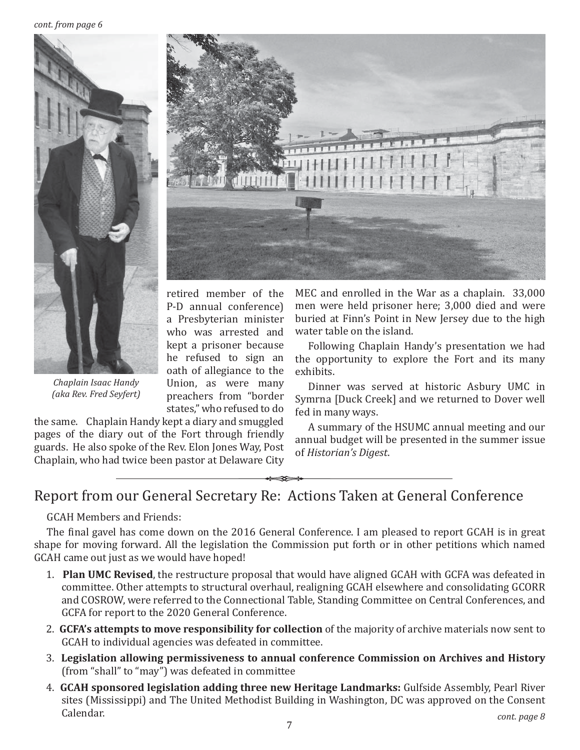*cont. from page 6*

*Chaplain Isaac Handy (aka Rev. Fred Seyfert)*

retired member of the P-D annual conference) a Presbyterian minister who was arrested and kept a prisoner because he refused to sign an oath of allegiance to the Union, as were many preachers from "border states," who refused to do the same. Chaplain Handy kept a diary and smuggled pages of the diary out of the Fort through friendly guards. He also spoke of the Rev. Elon Jones Way, Post Chaplain, who had twice been pastor at Delaware City MEC and enrolled in the War as a chaplain. 33,000 men were held prisoner here; 3,000 died and were buried at Finn's Point in New Jersey due to the high water table on the island.

Following Chaplain Handy's presentation we had the opportunity to explore the Fort and its many exhibits.

Dinner was served at historic Asbury UMC in Symrna [Duck Creek] and we returned to Dover well fed in many ways.

A summary of the HSUMC annual meeting and our annual budget will be presented in the summer issue of *Historian's Digest*.

## Report from our General Secretary Re: Actions Taken at General Conference

GCAH Members and Friends:

The final gavel has come down on the 2016 General Conference. I am pleased to report GCAH is in great shape for moving forward. All the legislation the Commission put forth or in other petitions which named GCAH came out just as we would have hoped!

1. **Plan UMC Revised**, the restructure proposal that would have aligned GCAH with GCFA was defeated in committee. Other attempts to structural overhaul, realigning GCAH elsewhere and consolidating GCORR and COSROW, were referred to the Connectional Table, Standing Committee on Central Conferences, and GCFA for report to the 2020 General Conference.
2. **GCFA's attempts to move responsibility for collection** of the majority of archive materials now sent to GCAH to individual agencies was defeated in committee.
3. **Legislation allowing permissiveness to annual conference Commission on Archives and History** (from "shall" to "may") was defeated in committee
4. **GCAH sponsored legislation adding three new Heritage Landmarks:** Gulfside Assembly, Pearl River sites (Mississippi) and The United Methodist Building in Washington, DC was approved on the Consent Calendar.

*cont. page 8*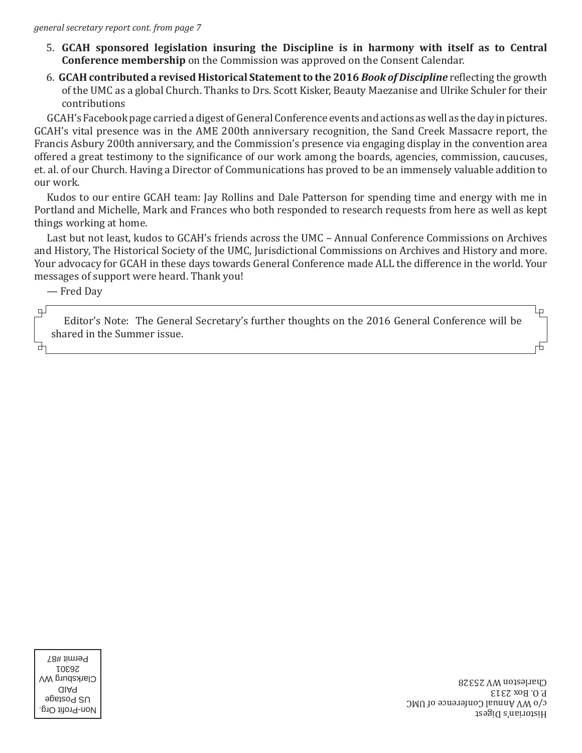*general secretary report cont. from page 7*

5. **GCAH sponsored legislation insuring the Discipline is in harmony with itself as to Central Conference membership** on the Commission was approved on the Consent Calendar.
6. **GCAH contributed a revised Historical Statement to the 2016 *Book of Discipline*** reflecting the growth of the UMC as a global Church. Thanks to Drs. Scott Kisker, Beauty Maezanise and Ulrike Schuler for their contributions

GCAH's Facebook page carried a digest of General Conference events and actions as well as the day in pictures. GCAH's vital presence was in the AME 200th anniversary recognition, the Sand Creek Massacre report, the Francis Asbury 200th anniversary, and the Commission's presence via engaging display in the convention area offered a great testimony to the significance of our work among the boards, agencies, commission, caucuses, et. al. of our Church. Having a Director of Communications has proved to be an immensely valuable addition to our work.

Kudos to our entire GCAH team: Jay Rollins and Dale Patterson for spending time and energy with me in Portland and Michelle, Mark and Frances who both responded to research requests from here as well as kept things working at home.

Last but not least, kudos to GCAH's friends across the UMC – Annual Conference Commissions on Archives and History, The Historical Society of the UMC, Jurisdictional Commissions on Archives and History and more. Your advocacy for GCAH in these days towards General Conference made ALL the difference in the world. Your messages of support were heard. Thank you!

— Fred Day

Editor's Note: The General Secretary's further thoughts on the 2016 General Conference will be shared in the Summer issue.

Historian's Digest
c/o WV Annual Conference of UMC
P. O. Box 2313
Charleston WV 25328

Non-Profit Org.
US Postage
PAID
Clarksburg WV
26301
Permit #87